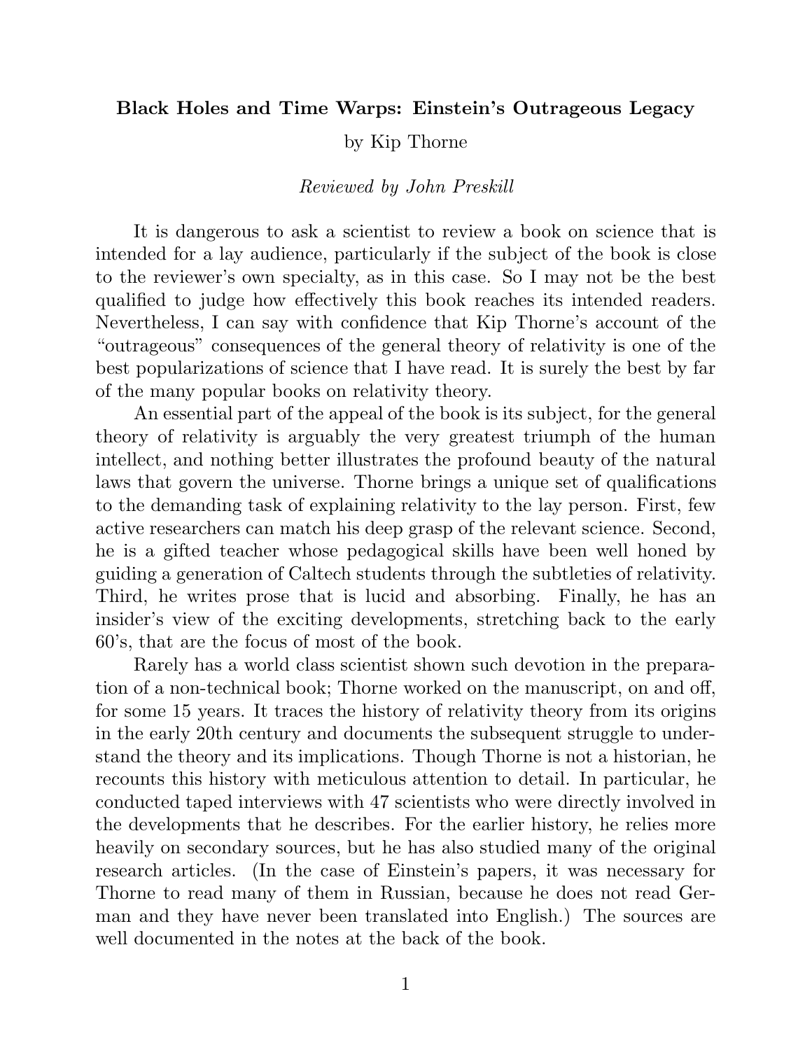**Black Holes and Time Warps: Einstein's Outrageous Legacy**

by Kip Thorne

*Reviewed by John Preskill*

It is dangerous to ask a scientist to review a book on science that is intended for a lay audience, particularly if the subject of the book is close to the reviewer's own specialty, as in this case. So I may not be the best qualified to judge how effectively this book reaches its intended readers. Nevertheless, I can say with confidence that Kip Thorne's account of the "outrageous" consequences of the general theory of relativity is one of the best popularizations of science that I have read. It is surely the best by far of the many popular books on relativity theory.

An essential part of the appeal of the book is its subject, for the general theory of relativity is arguably the very greatest triumph of the human intellect, and nothing better illustrates the profound beauty of the natural laws that govern the universe. Thorne brings a unique set of qualifications to the demanding task of explaining relativity to the lay person. First, few active researchers can match his deep grasp of the relevant science. Second, he is a gifted teacher whose pedagogical skills have been well honed by guiding a generation of Caltech students through the subtleties of relativity. Third, he writes prose that is lucid and absorbing. Finally, he has an insider's view of the exciting developments, stretching back to the early 60's, that are the focus of most of the book.

Rarely has a world class scientist shown such devotion in the preparation of a non-technical book; Thorne worked on the manuscript, on and off, for some 15 years. It traces the history of relativity theory from its origins in the early 20th century and documents the subsequent struggle to understand the theory and its implications. Though Thorne is not a historian, he recounts this history with meticulous attention to detail. In particular, he conducted taped interviews with 47 scientists who were directly involved in the developments that he describes. For the earlier history, he relies more heavily on secondary sources, but he has also studied many of the original research articles. (In the case of Einstein's papers, it was necessary for Thorne to read many of them in Russian, because he does not read German and they have never been translated into English.) The sources are well documented in the notes at the back of the book.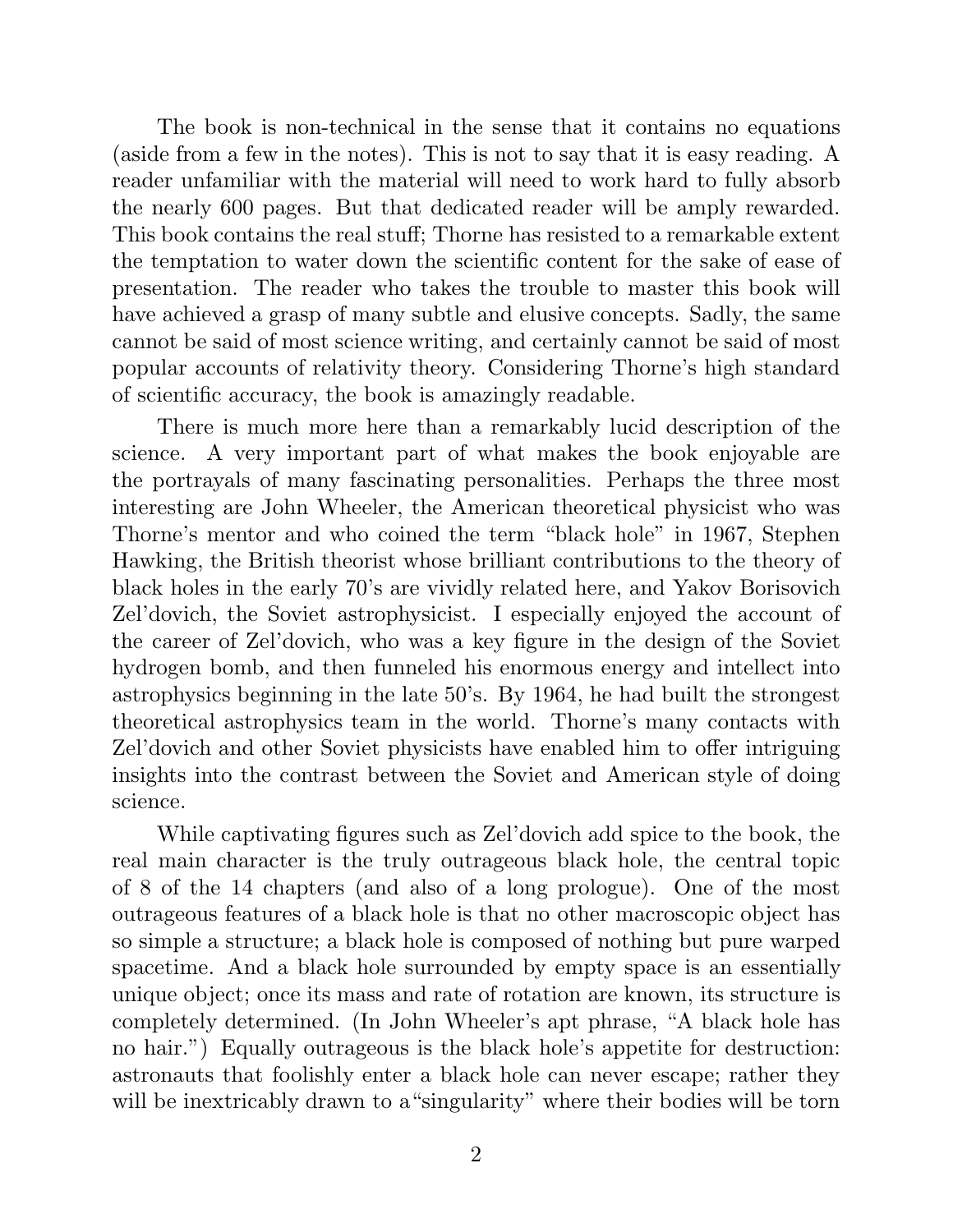The book is non-technical in the sense that it contains no equations (aside from a few in the notes). This is not to say that it is easy reading. A reader unfamiliar with the material will need to work hard to fully absorb the nearly 600 pages. But that dedicated reader will be amply rewarded. This book contains the real stuff; Thorne has resisted to a remarkable extent the temptation to water down the scientific content for the sake of ease of presentation. The reader who takes the trouble to master this book will have achieved a grasp of many subtle and elusive concepts. Sadly, the same cannot be said of most science writing, and certainly cannot be said of most popular accounts of relativity theory. Considering Thorne's high standard of scientific accuracy, the book is amazingly readable.

There is much more here than a remarkably lucid description of the science. A very important part of what makes the book enjoyable are the portrayals of many fascinating personalities. Perhaps the three most interesting are John Wheeler, the American theoretical physicist who was Thorne's mentor and who coined the term "black hole" in 1967, Stephen Hawking, the British theorist whose brilliant contributions to the theory of black holes in the early 70's are vividly related here, and Yakov Borisovich Zel'dovich, the Soviet astrophysicist. I especially enjoyed the account of the career of Zel'dovich, who was a key figure in the design of the Soviet hydrogen bomb, and then funneled his enormous energy and intellect into astrophysics beginning in the late 50's. By 1964, he had built the strongest theoretical astrophysics team in the world. Thorne's many contacts with Zel'dovich and other Soviet physicists have enabled him to offer intriguing insights into the contrast between the Soviet and American style of doing science.

While captivating figures such as Zel'dovich add spice to the book, the real main character is the truly outrageous black hole, the central topic of 8 of the 14 chapters (and also of a long prologue). One of the most outrageous features of a black hole is that no other macroscopic object has so simple a structure; a black hole is composed of nothing but pure warped spacetime. And a black hole surrounded by empty space is an essentially unique object; once its mass and rate of rotation are known, its structure is completely determined. (In John Wheeler's apt phrase, "A black hole has no hair.") Equally outrageous is the black hole's appetite for destruction: astronauts that foolishly enter a black hole can never escape; rather they will be inextricably drawn to a "singularity" where their bodies will be torn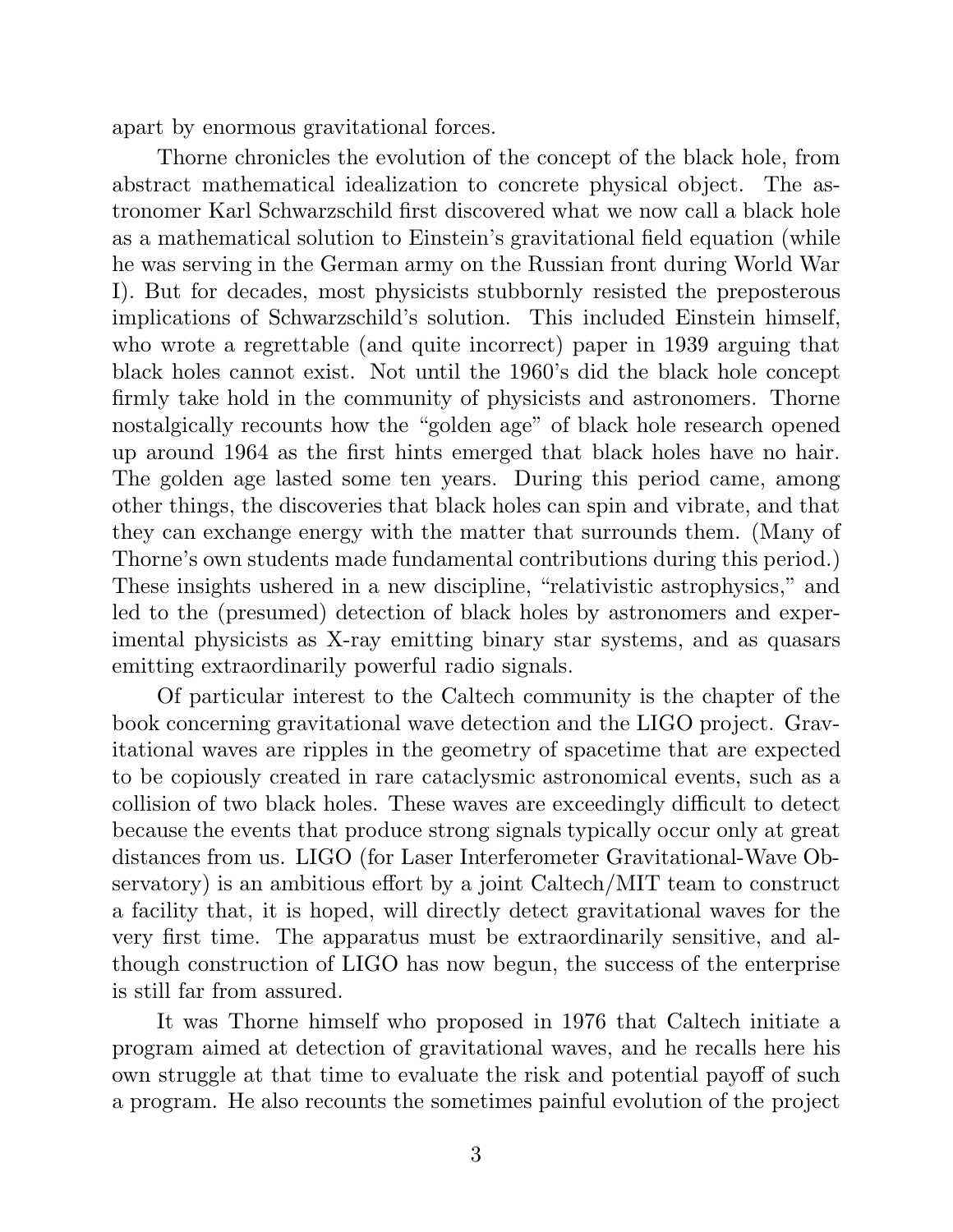apart by enormous gravitational forces.

Thorne chronicles the evolution of the concept of the black hole, from abstract mathematical idealization to concrete physical object. The astronomer Karl Schwarzschild first discovered what we now call a black hole as a mathematical solution to Einstein's gravitational field equation (while he was serving in the German army on the Russian front during World War I). But for decades, most physicists stubbornly resisted the preposterous implications of Schwarzschild's solution. This included Einstein himself, who wrote a regrettable (and quite incorrect) paper in 1939 arguing that black holes cannot exist. Not until the 1960's did the black hole concept firmly take hold in the community of physicists and astronomers. Thorne nostalgically recounts how the "golden age" of black hole research opened up around 1964 as the first hints emerged that black holes have no hair. The golden age lasted some ten years. During this period came, among other things, the discoveries that black holes can spin and vibrate, and that they can exchange energy with the matter that surrounds them. (Many of Thorne's own students made fundamental contributions during this period.) These insights ushered in a new discipline, "relativistic astrophysics," and led to the (presumed) detection of black holes by astronomers and experimental physicists as X-ray emitting binary star systems, and as quasars emitting extraordinarily powerful radio signals.

Of particular interest to the Caltech community is the chapter of the book concerning gravitational wave detection and the LIGO project. Gravitational waves are ripples in the geometry of spacetime that are expected to be copiously created in rare cataclysmic astronomical events, such as a collision of two black holes. These waves are exceedingly difficult to detect because the events that produce strong signals typically occur only at great distances from us. LIGO (for Laser Interferometer Gravitational-Wave Observatory) is an ambitious effort by a joint Caltech/MIT team to construct a facility that, it is hoped, will directly detect gravitational waves for the very first time. The apparatus must be extraordinarily sensitive, and although construction of LIGO has now begun, the success of the enterprise is still far from assured.

It was Thorne himself who proposed in 1976 that Caltech initiate a program aimed at detection of gravitational waves, and he recalls here his own struggle at that time to evaluate the risk and potential payoff of such a program. He also recounts the sometimes painful evolution of the project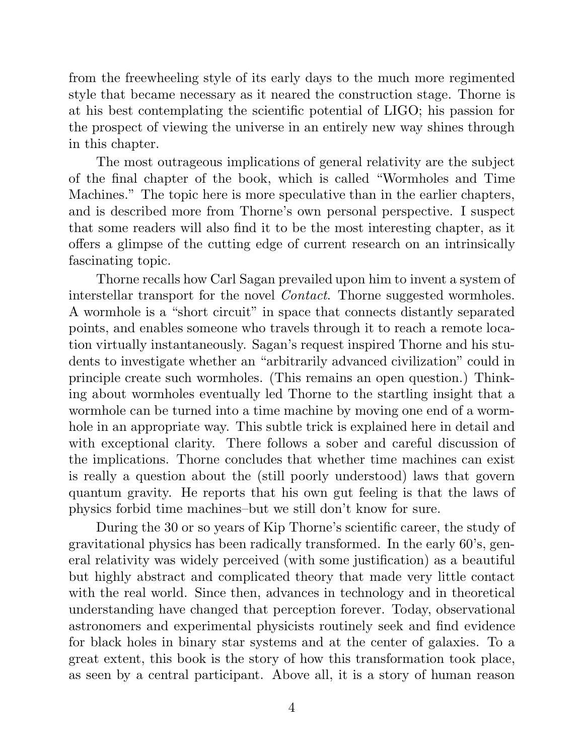from the freewheeling style of its early days to the much more regimented style that became necessary as it neared the construction stage. Thorne is at his best contemplating the scientific potential of LIGO; his passion for the prospect of viewing the universe in an entirely new way shines through in this chapter.

The most outrageous implications of general relativity are the subject of the final chapter of the book, which is called "Wormholes and Time Machines." The topic here is more speculative than in the earlier chapters, and is described more from Thorne's own personal perspective. I suspect that some readers will also find it to be the most interesting chapter, as it offers a glimpse of the cutting edge of current research on an intrinsically fascinating topic.

Thorne recalls how Carl Sagan prevailed upon him to invent a system of interstellar transport for the novel *Contact*. Thorne suggested wormholes. A wormhole is a "short circuit" in space that connects distantly separated points, and enables someone who travels through it to reach a remote location virtually instantaneously. Sagan's request inspired Thorne and his students to investigate whether an "arbitrarily advanced civilization" could in principle create such wormholes. (This remains an open question.) Thinking about wormholes eventually led Thorne to the startling insight that a wormhole can be turned into a time machine by moving one end of a wormhole in an appropriate way. This subtle trick is explained here in detail and with exceptional clarity. There follows a sober and careful discussion of the implications. Thorne concludes that whether time machines can exist is really a question about the (still poorly understood) laws that govern quantum gravity. He reports that his own gut feeling is that the laws of physics forbid time machines–but we still don't know for sure.

During the 30 or so years of Kip Thorne's scientific career, the study of gravitational physics has been radically transformed. In the early 60's, general relativity was widely perceived (with some justification) as a beautiful but highly abstract and complicated theory that made very little contact with the real world. Since then, advances in technology and in theoretical understanding have changed that perception forever. Today, observational astronomers and experimental physicists routinely seek and find evidence for black holes in binary star systems and at the center of galaxies. To a great extent, this book is the story of how this transformation took place, as seen by a central participant. Above all, it is a story of human reason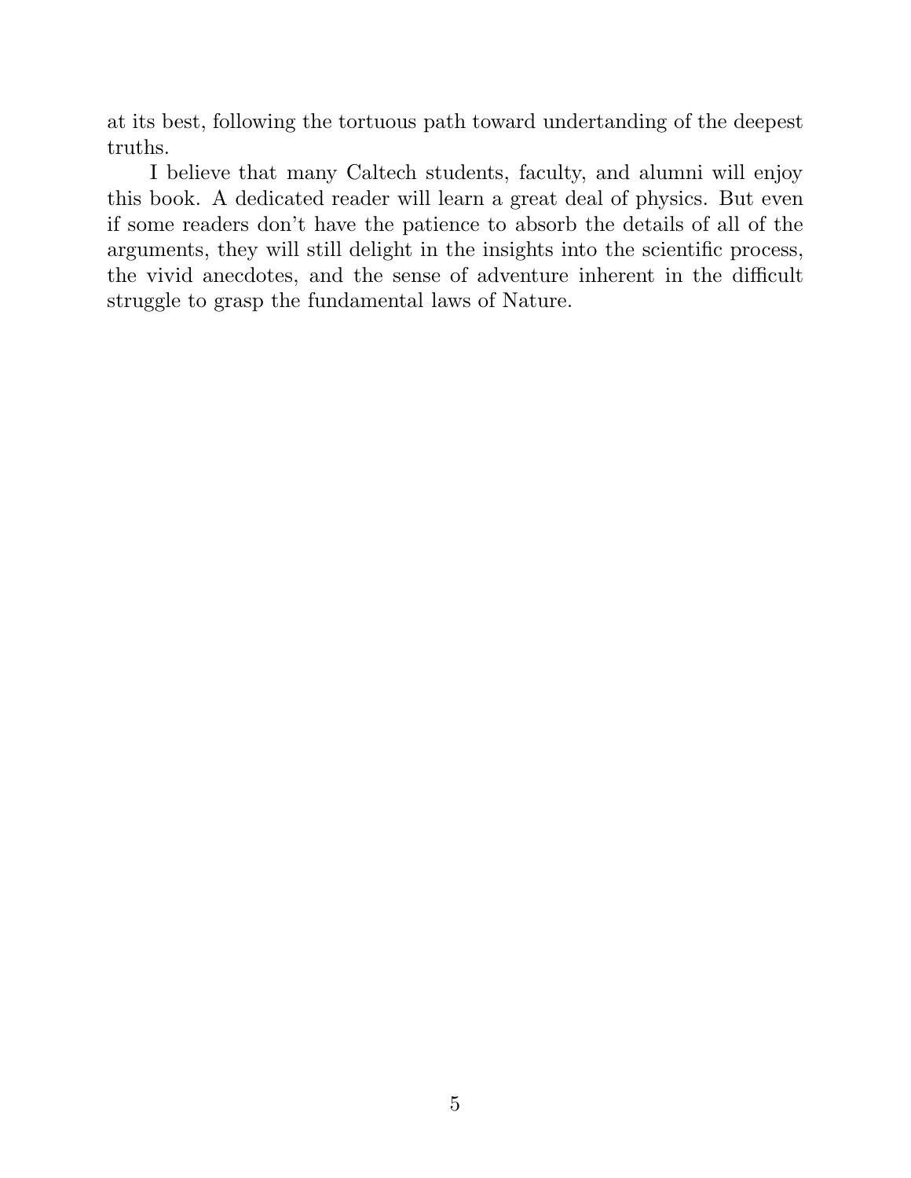at its best, following the tortuous path toward undertanding of the deepest truths.

I believe that many Caltech students, faculty, and alumni will enjoy this book. A dedicated reader will learn a great deal of physics. But even if some readers don't have the patience to absorb the details of all of the arguments, they will still delight in the insights into the scientific process, the vivid anecdotes, and the sense of adventure inherent in the difficult struggle to grasp the fundamental laws of Nature.